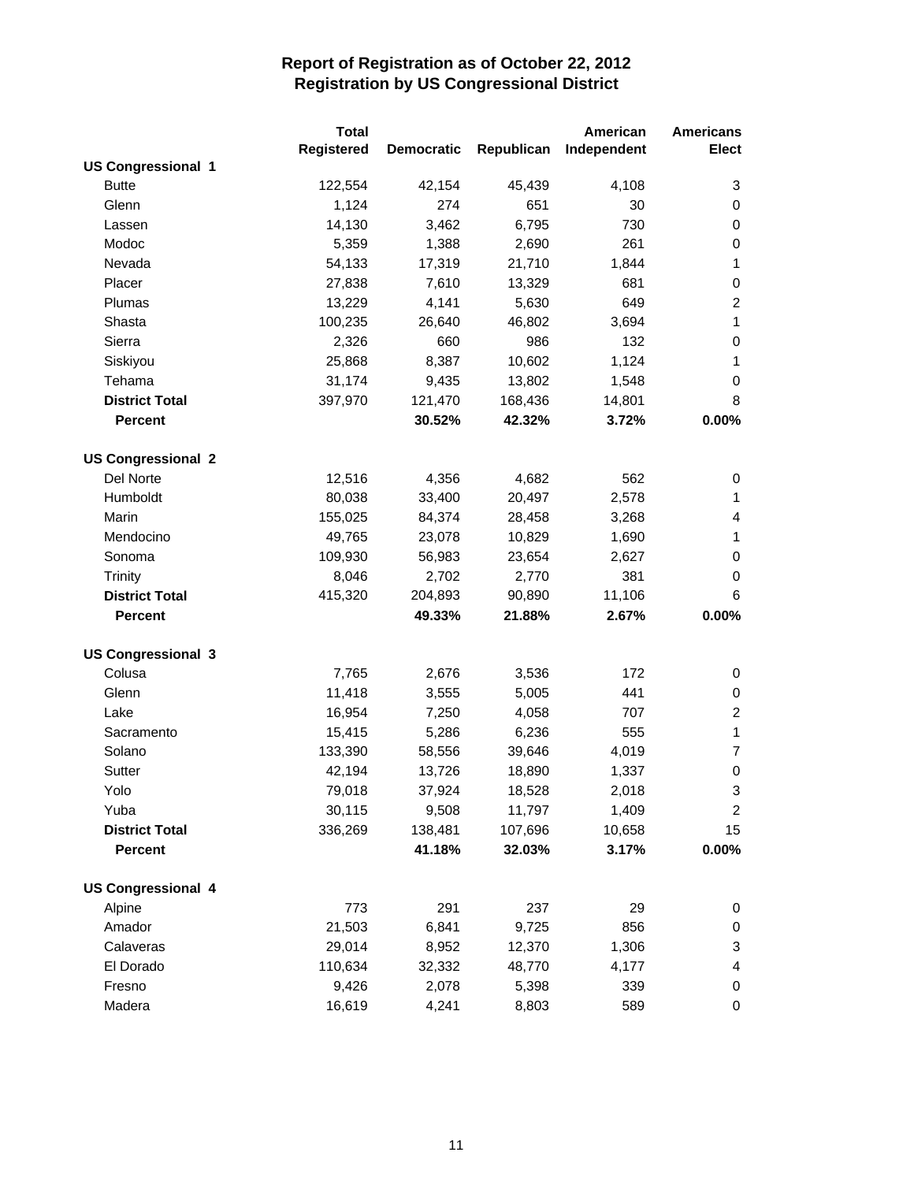# Report of Registration as of October 22, 2012
## Registration by US Congressional District

| | Total Registered | Democratic | Republican | American Independent | Americans Elect |
|---|---|---|---|---|---|
| **US Congressional 1** | | | | | |
| Butte | 122,554 | 42,154 | 45,439 | 4,108 | 3 |
| Glenn | 1,124 | 274 | 651 | 30 | 0 |
| Lassen | 14,130 | 3,462 | 6,795 | 730 | 0 |
| Modoc | 5,359 | 1,388 | 2,690 | 261 | 0 |
| Nevada | 54,133 | 17,319 | 21,710 | 1,844 | 1 |
| Placer | 27,838 | 7,610 | 13,329 | 681 | 0 |
| Plumas | 13,229 | 4,141 | 5,630 | 649 | 2 |
| Shasta | 100,235 | 26,640 | 46,802 | 3,694 | 1 |
| Sierra | 2,326 | 660 | 986 | 132 | 0 |
| Siskiyou | 25,868 | 8,387 | 10,602 | 1,124 | 1 |
| Tehama | 31,174 | 9,435 | 13,802 | 1,548 | 0 |
| **District Total** | 397,970 | 121,470 | 168,436 | 14,801 | 8 |
| **Percent** | | **30.52%** | **42.32%** | **3.72%** | **0.00%** |
| **US Congressional 2** | | | | | |
| Del Norte | 12,516 | 4,356 | 4,682 | 562 | 0 |
| Humboldt | 80,038 | 33,400 | 20,497 | 2,578 | 1 |
| Marin | 155,025 | 84,374 | 28,458 | 3,268 | 4 |
| Mendocino | 49,765 | 23,078 | 10,829 | 1,690 | 1 |
| Sonoma | 109,930 | 56,983 | 23,654 | 2,627 | 0 |
| Trinity | 8,046 | 2,702 | 2,770 | 381 | 0 |
| **District Total** | 415,320 | 204,893 | 90,890 | 11,106 | 6 |
| **Percent** | | **49.33%** | **21.88%** | **2.67%** | **0.00%** |
| **US Congressional 3** | | | | | |
| Colusa | 7,765 | 2,676 | 3,536 | 172 | 0 |
| Glenn | 11,418 | 3,555 | 5,005 | 441 | 0 |
| Lake | 16,954 | 7,250 | 4,058 | 707 | 2 |
| Sacramento | 15,415 | 5,286 | 6,236 | 555 | 1 |
| Solano | 133,390 | 58,556 | 39,646 | 4,019 | 7 |
| Sutter | 42,194 | 13,726 | 18,890 | 1,337 | 0 |
| Yolo | 79,018 | 37,924 | 18,528 | 2,018 | 3 |
| Yuba | 30,115 | 9,508 | 11,797 | 1,409 | 2 |
| **District Total** | 336,269 | 138,481 | 107,696 | 10,658 | 15 |
| **Percent** | | **41.18%** | **32.03%** | **3.17%** | **0.00%** |
| **US Congressional 4** | | | | | |
| Alpine | 773 | 291 | 237 | 29 | 0 |
| Amador | 21,503 | 6,841 | 9,725 | 856 | 0 |
| Calaveras | 29,014 | 8,952 | 12,370 | 1,306 | 3 |
| El Dorado | 110,634 | 32,332 | 48,770 | 4,177 | 4 |
| Fresno | 9,426 | 2,078 | 5,398 | 339 | 0 |
| Madera | 16,619 | 4,241 | 8,803 | 589 | 0 |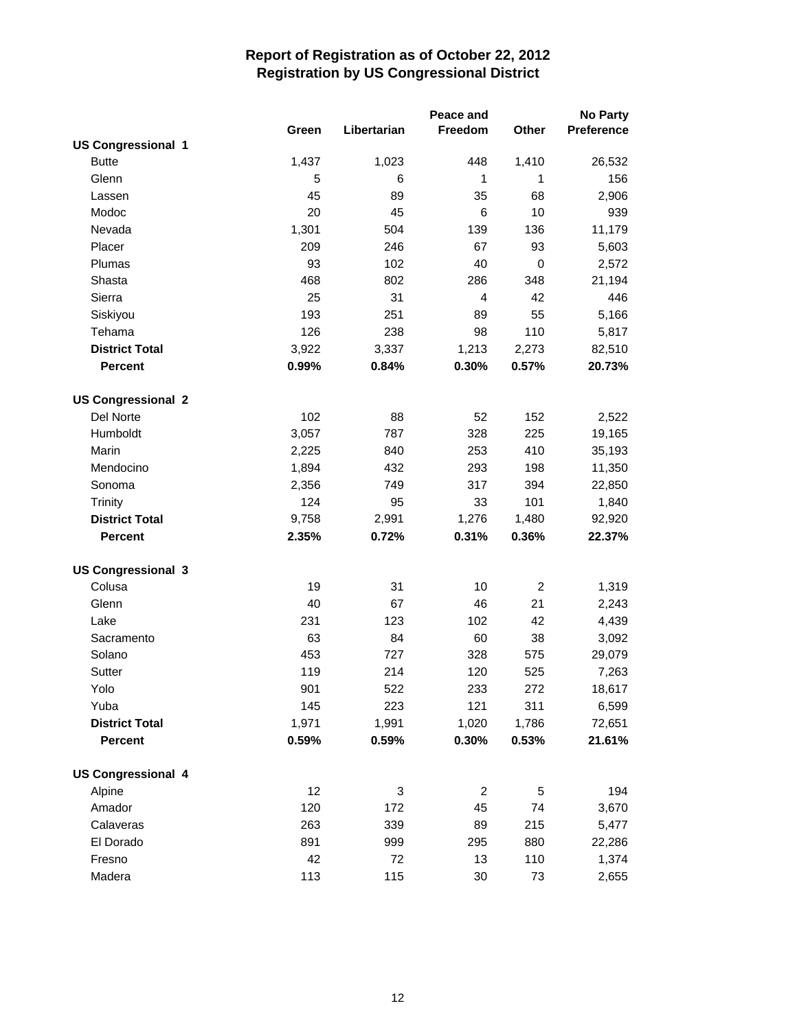# Report of Registration as of October 22, 2012
## Registration by US Congressional District

| | Green | Libertarian | Peace and Freedom | Other | No Party Preference |
|---|---|---|---|---|---|
| **US Congressional 1** | | | | | |
| Butte | 1,437 | 1,023 | 448 | 1,410 | 26,532 |
| Glenn | 5 | 6 | 1 | 1 | 156 |
| Lassen | 45 | 89 | 35 | 68 | 2,906 |
| Modoc | 20 | 45 | 6 | 10 | 939 |
| Nevada | 1,301 | 504 | 139 | 136 | 11,179 |
| Placer | 209 | 246 | 67 | 93 | 5,603 |
| Plumas | 93 | 102 | 40 | 0 | 2,572 |
| Shasta | 468 | 802 | 286 | 348 | 21,194 |
| Sierra | 25 | 31 | 4 | 42 | 446 |
| Siskiyou | 193 | 251 | 89 | 55 | 5,166 |
| Tehama | 126 | 238 | 98 | 110 | 5,817 |
| **District Total** | 3,922 | 3,337 | 1,213 | 2,273 | 82,510 |
| **Percent** | **0.99%** | **0.84%** | **0.30%** | **0.57%** | **20.73%** |
| **US Congressional 2** | | | | | |
| Del Norte | 102 | 88 | 52 | 152 | 2,522 |
| Humboldt | 3,057 | 787 | 328 | 225 | 19,165 |
| Marin | 2,225 | 840 | 253 | 410 | 35,193 |
| Mendocino | 1,894 | 432 | 293 | 198 | 11,350 |
| Sonoma | 2,356 | 749 | 317 | 394 | 22,850 |
| Trinity | 124 | 95 | 33 | 101 | 1,840 |
| **District Total** | 9,758 | 2,991 | 1,276 | 1,480 | 92,920 |
| **Percent** | **2.35%** | **0.72%** | **0.31%** | **0.36%** | **22.37%** |
| **US Congressional 3** | | | | | |
| Colusa | 19 | 31 | 10 | 2 | 1,319 |
| Glenn | 40 | 67 | 46 | 21 | 2,243 |
| Lake | 231 | 123 | 102 | 42 | 4,439 |
| Sacramento | 63 | 84 | 60 | 38 | 3,092 |
| Solano | 453 | 727 | 328 | 575 | 29,079 |
| Sutter | 119 | 214 | 120 | 525 | 7,263 |
| Yolo | 901 | 522 | 233 | 272 | 18,617 |
| Yuba | 145 | 223 | 121 | 311 | 6,599 |
| **District Total** | 1,971 | 1,991 | 1,020 | 1,786 | 72,651 |
| **Percent** | **0.59%** | **0.59%** | **0.30%** | **0.53%** | **21.61%** |
| **US Congressional 4** | | | | | |
| Alpine | 12 | 3 | 2 | 5 | 194 |
| Amador | 120 | 172 | 45 | 74 | 3,670 |
| Calaveras | 263 | 339 | 89 | 215 | 5,477 |
| El Dorado | 891 | 999 | 295 | 880 | 22,286 |
| Fresno | 42 | 72 | 13 | 110 | 1,374 |
| Madera | 113 | 115 | 30 | 73 | 2,655 |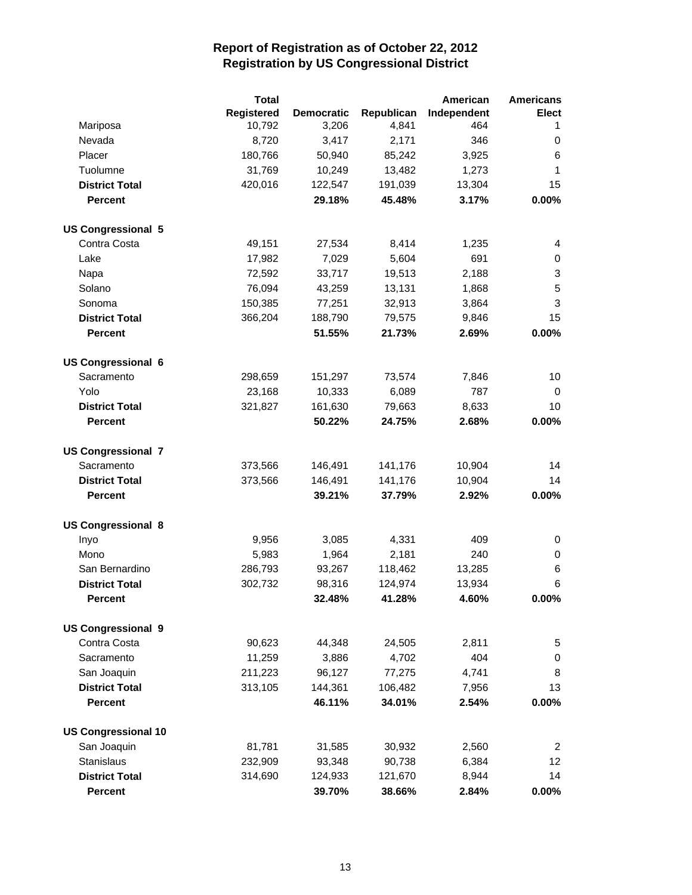# Report of Registration as of October 22, 2012
## Registration by US Congressional District

| | Total Registered | Democratic | Republican | American Independent | Americans Elect |
|---|---|---|---|---|---|
| Mariposa | 10,792 | 3,206 | 4,841 | 464 | 1 |
| Nevada | 8,720 | 3,417 | 2,171 | 346 | 0 |
| Placer | 180,766 | 50,940 | 85,242 | 3,925 | 6 |
| Tuolumne | 31,769 | 10,249 | 13,482 | 1,273 | 1 |
| **District Total** | 420,016 | 122,547 | 191,039 | 13,304 | 15 |
| **Percent** | | **29.18%** | **45.48%** | **3.17%** | **0.00%** |
| **US Congressional 5** | | | | | |
| Contra Costa | 49,151 | 27,534 | 8,414 | 1,235 | 4 |
| Lake | 17,982 | 7,029 | 5,604 | 691 | 0 |
| Napa | 72,592 | 33,717 | 19,513 | 2,188 | 3 |
| Solano | 76,094 | 43,259 | 13,131 | 1,868 | 5 |
| Sonoma | 150,385 | 77,251 | 32,913 | 3,864 | 3 |
| **District Total** | 366,204 | 188,790 | 79,575 | 9,846 | 15 |
| **Percent** | | **51.55%** | **21.73%** | **2.69%** | **0.00%** |
| **US Congressional 6** | | | | | |
| Sacramento | 298,659 | 151,297 | 73,574 | 7,846 | 10 |
| Yolo | 23,168 | 10,333 | 6,089 | 787 | 0 |
| **District Total** | 321,827 | 161,630 | 79,663 | 8,633 | 10 |
| **Percent** | | **50.22%** | **24.75%** | **2.68%** | **0.00%** |
| **US Congressional 7** | | | | | |
| Sacramento | 373,566 | 146,491 | 141,176 | 10,904 | 14 |
| **District Total** | 373,566 | 146,491 | 141,176 | 10,904 | 14 |
| **Percent** | | **39.21%** | **37.79%** | **2.92%** | **0.00%** |
| **US Congressional 8** | | | | | |
| Inyo | 9,956 | 3,085 | 4,331 | 409 | 0 |
| Mono | 5,983 | 1,964 | 2,181 | 240 | 0 |
| San Bernardino | 286,793 | 93,267 | 118,462 | 13,285 | 6 |
| **District Total** | 302,732 | 98,316 | 124,974 | 13,934 | 6 |
| **Percent** | | **32.48%** | **41.28%** | **4.60%** | **0.00%** |
| **US Congressional 9** | | | | | |
| Contra Costa | 90,623 | 44,348 | 24,505 | 2,811 | 5 |
| Sacramento | 11,259 | 3,886 | 4,702 | 404 | 0 |
| San Joaquin | 211,223 | 96,127 | 77,275 | 4,741 | 8 |
| **District Total** | 313,105 | 144,361 | 106,482 | 7,956 | 13 |
| **Percent** | | **46.11%** | **34.01%** | **2.54%** | **0.00%** |
| **US Congressional 10** | | | | | |
| San Joaquin | 81,781 | 31,585 | 30,932 | 2,560 | 2 |
| Stanislaus | 232,909 | 93,348 | 90,738 | 6,384 | 12 |
| **District Total** | 314,690 | 124,933 | 121,670 | 8,944 | 14 |
| **Percent** | | **39.70%** | **38.66%** | **2.84%** | **0.00%** |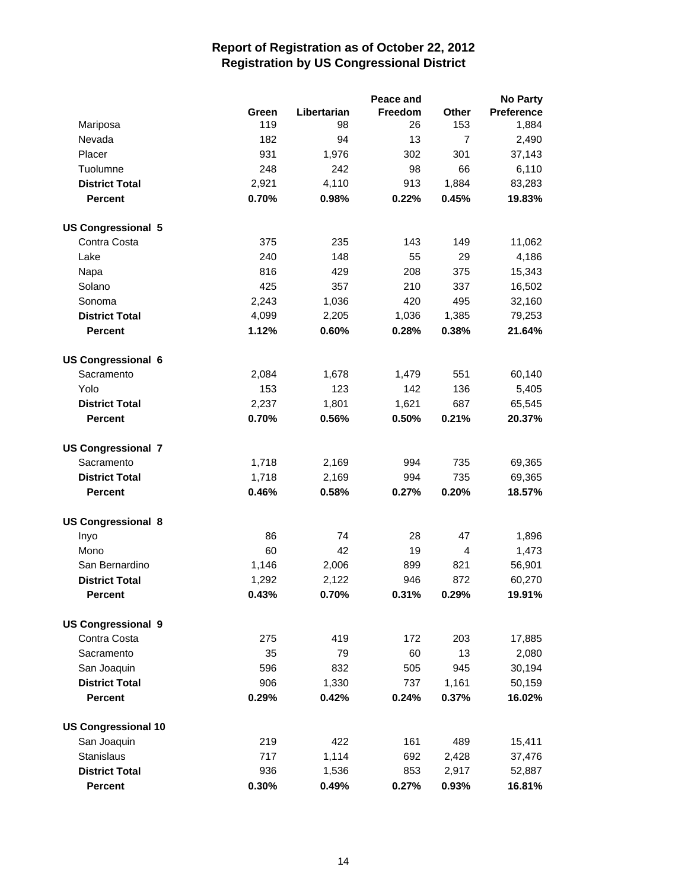# Report of Registration as of October 22, 2012
## Registration by US Congressional District

| | Green | Libertarian | Peace and Freedom | Other | No Party Preference |
|---|---|---|---|---|---|
| Mariposa | 119 | 98 | 26 | 153 | 1,884 |
| Nevada | 182 | 94 | 13 | 7 | 2,490 |
| Placer | 931 | 1,976 | 302 | 301 | 37,143 |
| Tuolumne | 248 | 242 | 98 | 66 | 6,110 |
| **District Total** | 2,921 | 4,110 | 913 | 1,884 | 83,283 |
| **Percent** | **0.70%** | **0.98%** | **0.22%** | **0.45%** | **19.83%** |
| **US Congressional 5** | | | | | |
| Contra Costa | 375 | 235 | 143 | 149 | 11,062 |
| Lake | 240 | 148 | 55 | 29 | 4,186 |
| Napa | 816 | 429 | 208 | 375 | 15,343 |
| Solano | 425 | 357 | 210 | 337 | 16,502 |
| Sonoma | 2,243 | 1,036 | 420 | 495 | 32,160 |
| **District Total** | 4,099 | 2,205 | 1,036 | 1,385 | 79,253 |
| **Percent** | **1.12%** | **0.60%** | **0.28%** | **0.38%** | **21.64%** |
| **US Congressional 6** | | | | | |
| Sacramento | 2,084 | 1,678 | 1,479 | 551 | 60,140 |
| Yolo | 153 | 123 | 142 | 136 | 5,405 |
| **District Total** | 2,237 | 1,801 | 1,621 | 687 | 65,545 |
| **Percent** | **0.70%** | **0.56%** | **0.50%** | **0.21%** | **20.37%** |
| **US Congressional 7** | | | | | |
| Sacramento | 1,718 | 2,169 | 994 | 735 | 69,365 |
| **District Total** | 1,718 | 2,169 | 994 | 735 | 69,365 |
| **Percent** | **0.46%** | **0.58%** | **0.27%** | **0.20%** | **18.57%** |
| **US Congressional 8** | | | | | |
| Inyo | 86 | 74 | 28 | 47 | 1,896 |
| Mono | 60 | 42 | 19 | 4 | 1,473 |
| San Bernardino | 1,146 | 2,006 | 899 | 821 | 56,901 |
| **District Total** | 1,292 | 2,122 | 946 | 872 | 60,270 |
| **Percent** | **0.43%** | **0.70%** | **0.31%** | **0.29%** | **19.91%** |
| **US Congressional 9** | | | | | |
| Contra Costa | 275 | 419 | 172 | 203 | 17,885 |
| Sacramento | 35 | 79 | 60 | 13 | 2,080 |
| San Joaquin | 596 | 832 | 505 | 945 | 30,194 |
| **District Total** | 906 | 1,330 | 737 | 1,161 | 50,159 |
| **Percent** | **0.29%** | **0.42%** | **0.24%** | **0.37%** | **16.02%** |
| **US Congressional 10** | | | | | |
| San Joaquin | 219 | 422 | 161 | 489 | 15,411 |
| Stanislaus | 717 | 1,114 | 692 | 2,428 | 37,476 |
| **District Total** | 936 | 1,536 | 853 | 2,917 | 52,887 |
| **Percent** | **0.30%** | **0.49%** | **0.27%** | **0.93%** | **16.81%** |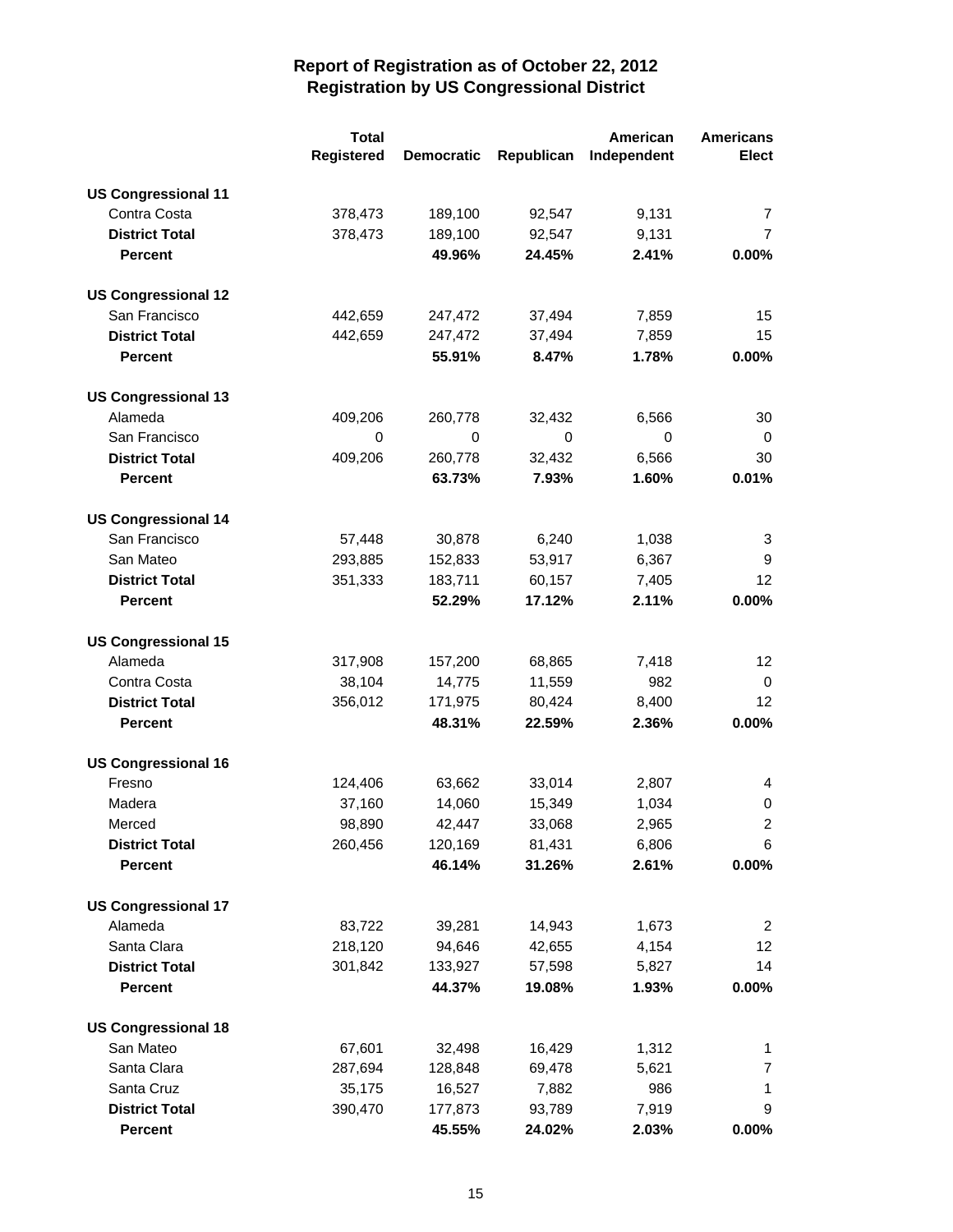# Report of Registration as of October 22, 2012
## Registration by US Congressional District

| | Total Registered | Democratic | Republican | American Independent | Americans Elect |
|---|---|---|---|---|---|
| **US Congressional 11** | | | | | |
| Contra Costa | 378,473 | 189,100 | 92,547 | 9,131 | 7 |
| **District Total** | 378,473 | 189,100 | 92,547 | 9,131 | 7 |
| **Percent** | | **49.96%** | **24.45%** | **2.41%** | **0.00%** |
| **US Congressional 12** | | | | | |
| San Francisco | 442,659 | 247,472 | 37,494 | 7,859 | 15 |
| **District Total** | 442,659 | 247,472 | 37,494 | 7,859 | 15 |
| **Percent** | | **55.91%** | **8.47%** | **1.78%** | **0.00%** |
| **US Congressional 13** | | | | | |
| Alameda | 409,206 | 260,778 | 32,432 | 6,566 | 30 |
| San Francisco | 0 | 0 | 0 | 0 | 0 |
| **District Total** | 409,206 | 260,778 | 32,432 | 6,566 | 30 |
| **Percent** | | **63.73%** | **7.93%** | **1.60%** | **0.01%** |
| **US Congressional 14** | | | | | |
| San Francisco | 57,448 | 30,878 | 6,240 | 1,038 | 3 |
| San Mateo | 293,885 | 152,833 | 53,917 | 6,367 | 9 |
| **District Total** | 351,333 | 183,711 | 60,157 | 7,405 | 12 |
| **Percent** | | **52.29%** | **17.12%** | **2.11%** | **0.00%** |
| **US Congressional 15** | | | | | |
| Alameda | 317,908 | 157,200 | 68,865 | 7,418 | 12 |
| Contra Costa | 38,104 | 14,775 | 11,559 | 982 | 0 |
| **District Total** | 356,012 | 171,975 | 80,424 | 8,400 | 12 |
| **Percent** | | **48.31%** | **22.59%** | **2.36%** | **0.00%** |
| **US Congressional 16** | | | | | |
| Fresno | 124,406 | 63,662 | 33,014 | 2,807 | 4 |
| Madera | 37,160 | 14,060 | 15,349 | 1,034 | 0 |
| Merced | 98,890 | 42,447 | 33,068 | 2,965 | 2 |
| **District Total** | 260,456 | 120,169 | 81,431 | 6,806 | 6 |
| **Percent** | | **46.14%** | **31.26%** | **2.61%** | **0.00%** |
| **US Congressional 17** | | | | | |
| Alameda | 83,722 | 39,281 | 14,943 | 1,673 | 2 |
| Santa Clara | 218,120 | 94,646 | 42,655 | 4,154 | 12 |
| **District Total** | 301,842 | 133,927 | 57,598 | 5,827 | 14 |
| **Percent** | | **44.37%** | **19.08%** | **1.93%** | **0.00%** |
| **US Congressional 18** | | | | | |
| San Mateo | 67,601 | 32,498 | 16,429 | 1,312 | 1 |
| Santa Clara | 287,694 | 128,848 | 69,478 | 5,621 | 7 |
| Santa Cruz | 35,175 | 16,527 | 7,882 | 986 | 1 |
| **District Total** | 390,470 | 177,873 | 93,789 | 7,919 | 9 |
| **Percent** | | **45.55%** | **24.02%** | **2.03%** | **0.00%** |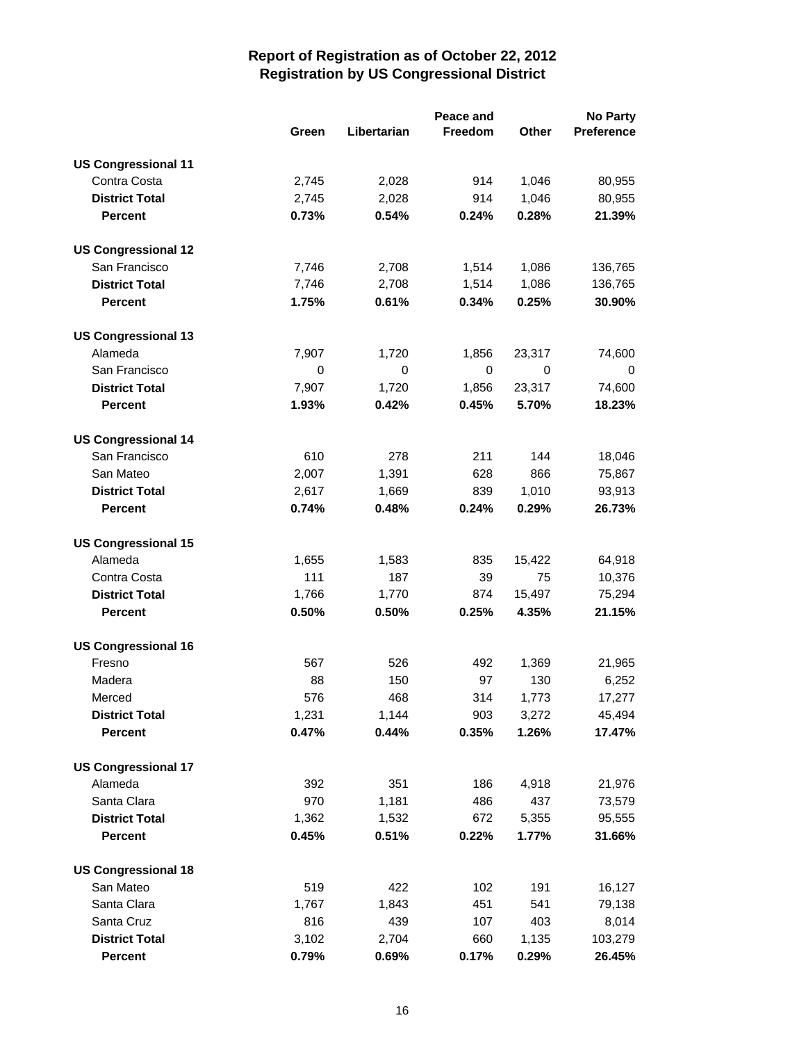# Report of Registration as of October 22, 2012
## Registration by US Congressional District

| | Green | Libertarian | Peace and Freedom | Other | No Party Preference |
|---|---|---|---|---|---|
| **US Congressional 11** | | | | | |
| Contra Costa | 2,745 | 2,028 | 914 | 1,046 | 80,955 |
| **District Total** | 2,745 | 2,028 | 914 | 1,046 | 80,955 |
| **Percent** | **0.73%** | **0.54%** | **0.24%** | **0.28%** | **21.39%** |
| **US Congressional 12** | | | | | |
| San Francisco | 7,746 | 2,708 | 1,514 | 1,086 | 136,765 |
| **District Total** | 7,746 | 2,708 | 1,514 | 1,086 | 136,765 |
| **Percent** | **1.75%** | **0.61%** | **0.34%** | **0.25%** | **30.90%** |
| **US Congressional 13** | | | | | |
| Alameda | 7,907 | 1,720 | 1,856 | 23,317 | 74,600 |
| San Francisco | 0 | 0 | 0 | 0 | 0 |
| **District Total** | 7,907 | 1,720 | 1,856 | 23,317 | 74,600 |
| **Percent** | **1.93%** | **0.42%** | **0.45%** | **5.70%** | **18.23%** |
| **US Congressional 14** | | | | | |
| San Francisco | 610 | 278 | 211 | 144 | 18,046 |
| San Mateo | 2,007 | 1,391 | 628 | 866 | 75,867 |
| **District Total** | 2,617 | 1,669 | 839 | 1,010 | 93,913 |
| **Percent** | **0.74%** | **0.48%** | **0.24%** | **0.29%** | **26.73%** |
| **US Congressional 15** | | | | | |
| Alameda | 1,655 | 1,583 | 835 | 15,422 | 64,918 |
| Contra Costa | 111 | 187 | 39 | 75 | 10,376 |
| **District Total** | 1,766 | 1,770 | 874 | 15,497 | 75,294 |
| **Percent** | **0.50%** | **0.50%** | **0.25%** | **4.35%** | **21.15%** |
| **US Congressional 16** | | | | | |
| Fresno | 567 | 526 | 492 | 1,369 | 21,965 |
| Madera | 88 | 150 | 97 | 130 | 6,252 |
| Merced | 576 | 468 | 314 | 1,773 | 17,277 |
| **District Total** | 1,231 | 1,144 | 903 | 3,272 | 45,494 |
| **Percent** | **0.47%** | **0.44%** | **0.35%** | **1.26%** | **17.47%** |
| **US Congressional 17** | | | | | |
| Alameda | 392 | 351 | 186 | 4,918 | 21,976 |
| Santa Clara | 970 | 1,181 | 486 | 437 | 73,579 |
| **District Total** | 1,362 | 1,532 | 672 | 5,355 | 95,555 |
| **Percent** | **0.45%** | **0.51%** | **0.22%** | **1.77%** | **31.66%** |
| **US Congressional 18** | | | | | |
| San Mateo | 519 | 422 | 102 | 191 | 16,127 |
| Santa Clara | 1,767 | 1,843 | 451 | 541 | 79,138 |
| Santa Cruz | 816 | 439 | 107 | 403 | 8,014 |
| **District Total** | 3,102 | 2,704 | 660 | 1,135 | 103,279 |
| **Percent** | **0.79%** | **0.69%** | **0.17%** | **0.29%** | **26.45%** |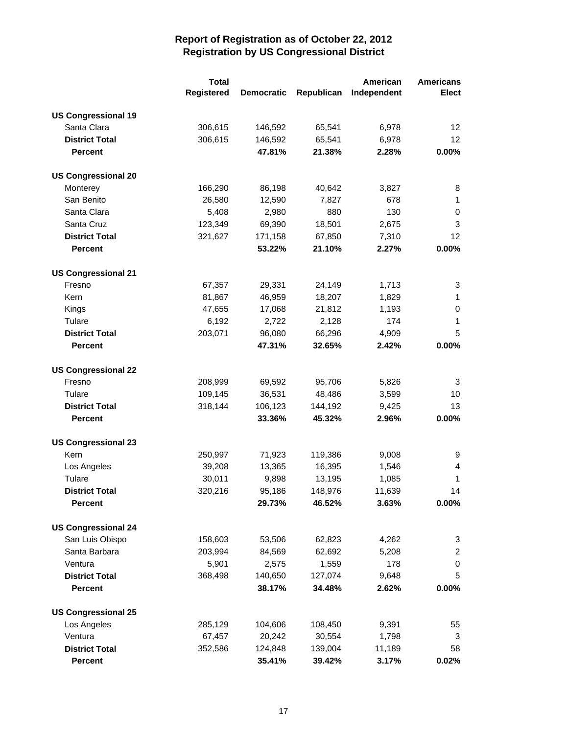# Report of Registration as of October 22, 2012
## Registration by US Congressional District

| | Total Registered | Democratic | Republican | American Independent | Americans Elect |
|---|---|---|---|---|---|
| **US Congressional 19** | | | | | |
| Santa Clara | 306,615 | 146,592 | 65,541 | 6,978 | 12 |
| **District Total** | 306,615 | 146,592 | 65,541 | 6,978 | 12 |
| **Percent** | | **47.81%** | **21.38%** | **2.28%** | **0.00%** |
| **US Congressional 20** | | | | | |
| Monterey | 166,290 | 86,198 | 40,642 | 3,827 | 8 |
| San Benito | 26,580 | 12,590 | 7,827 | 678 | 1 |
| Santa Clara | 5,408 | 2,980 | 880 | 130 | 0 |
| Santa Cruz | 123,349 | 69,390 | 18,501 | 2,675 | 3 |
| **District Total** | 321,627 | 171,158 | 67,850 | 7,310 | 12 |
| **Percent** | | **53.22%** | **21.10%** | **2.27%** | **0.00%** |
| **US Congressional 21** | | | | | |
| Fresno | 67,357 | 29,331 | 24,149 | 1,713 | 3 |
| Kern | 81,867 | 46,959 | 18,207 | 1,829 | 1 |
| Kings | 47,655 | 17,068 | 21,812 | 1,193 | 0 |
| Tulare | 6,192 | 2,722 | 2,128 | 174 | 1 |
| **District Total** | 203,071 | 96,080 | 66,296 | 4,909 | 5 |
| **Percent** | | **47.31%** | **32.65%** | **2.42%** | **0.00%** |
| **US Congressional 22** | | | | | |
| Fresno | 208,999 | 69,592 | 95,706 | 5,826 | 3 |
| Tulare | 109,145 | 36,531 | 48,486 | 3,599 | 10 |
| **District Total** | 318,144 | 106,123 | 144,192 | 9,425 | 13 |
| **Percent** | | **33.36%** | **45.32%** | **2.96%** | **0.00%** |
| **US Congressional 23** | | | | | |
| Kern | 250,997 | 71,923 | 119,386 | 9,008 | 9 |
| Los Angeles | 39,208 | 13,365 | 16,395 | 1,546 | 4 |
| Tulare | 30,011 | 9,898 | 13,195 | 1,085 | 1 |
| **District Total** | 320,216 | 95,186 | 148,976 | 11,639 | 14 |
| **Percent** | | **29.73%** | **46.52%** | **3.63%** | **0.00%** |
| **US Congressional 24** | | | | | |
| San Luis Obispo | 158,603 | 53,506 | 62,823 | 4,262 | 3 |
| Santa Barbara | 203,994 | 84,569 | 62,692 | 5,208 | 2 |
| Ventura | 5,901 | 2,575 | 1,559 | 178 | 0 |
| **District Total** | 368,498 | 140,650 | 127,074 | 9,648 | 5 |
| **Percent** | | **38.17%** | **34.48%** | **2.62%** | **0.00%** |
| **US Congressional 25** | | | | | |
| Los Angeles | 285,129 | 104,606 | 108,450 | 9,391 | 55 |
| Ventura | 67,457 | 20,242 | 30,554 | 1,798 | 3 |
| **District Total** | 352,586 | 124,848 | 139,004 | 11,189 | 58 |
| **Percent** | | **35.41%** | **39.42%** | **3.17%** | **0.02%** |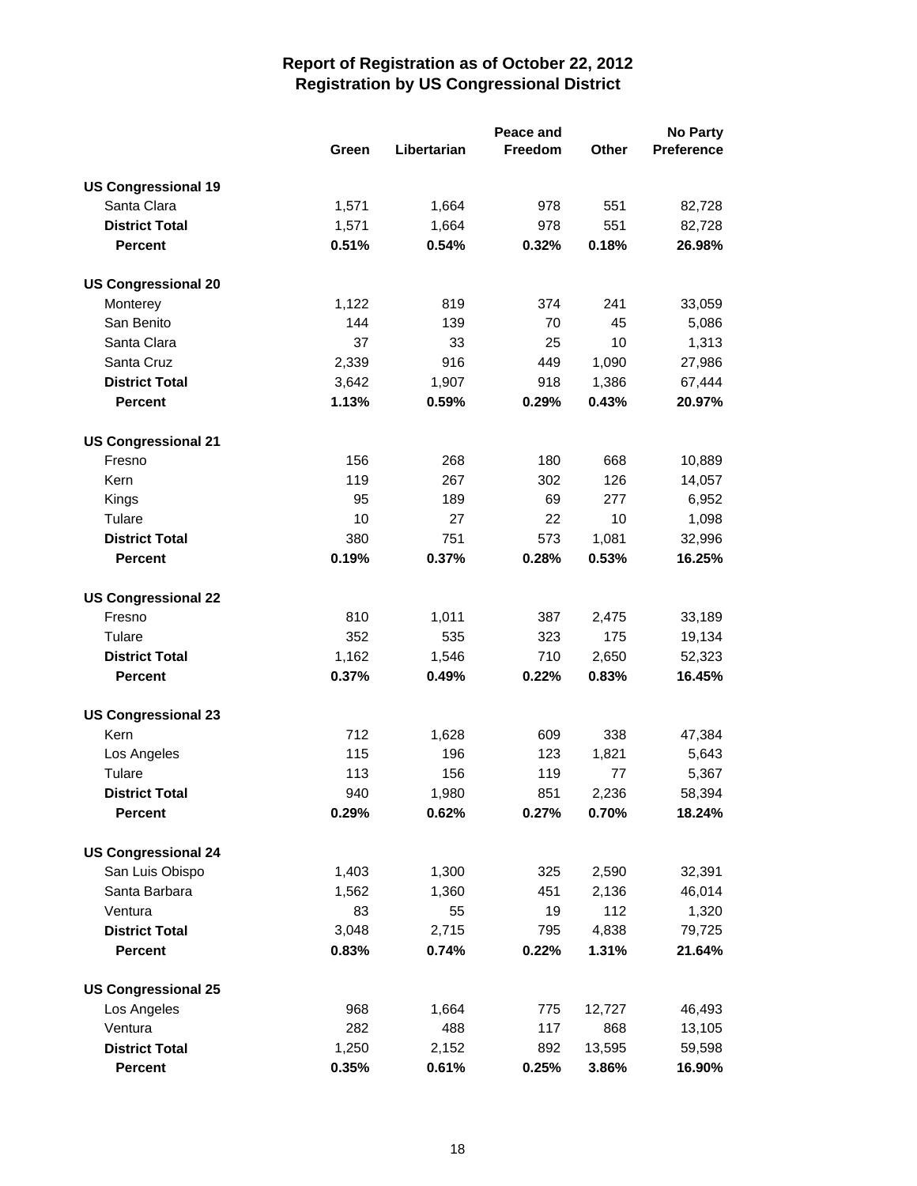# Report of Registration as of October 22, 2012
## Registration by US Congressional District

| | Green | Libertarian | Peace and Freedom | Other | No Party Preference |
|---|---|---|---|---|---|
| **US Congressional 19** | | | | | |
| Santa Clara | 1,571 | 1,664 | 978 | 551 | 82,728 |
| **District Total** | 1,571 | 1,664 | 978 | 551 | 82,728 |
| **Percent** | **0.51%** | **0.54%** | **0.32%** | **0.18%** | **26.98%** |
| **US Congressional 20** | | | | | |
| Monterey | 1,122 | 819 | 374 | 241 | 33,059 |
| San Benito | 144 | 139 | 70 | 45 | 5,086 |
| Santa Clara | 37 | 33 | 25 | 10 | 1,313 |
| Santa Cruz | 2,339 | 916 | 449 | 1,090 | 27,986 |
| **District Total** | 3,642 | 1,907 | 918 | 1,386 | 67,444 |
| **Percent** | **1.13%** | **0.59%** | **0.29%** | **0.43%** | **20.97%** |
| **US Congressional 21** | | | | | |
| Fresno | 156 | 268 | 180 | 668 | 10,889 |
| Kern | 119 | 267 | 302 | 126 | 14,057 |
| Kings | 95 | 189 | 69 | 277 | 6,952 |
| Tulare | 10 | 27 | 22 | 10 | 1,098 |
| **District Total** | 380 | 751 | 573 | 1,081 | 32,996 |
| **Percent** | **0.19%** | **0.37%** | **0.28%** | **0.53%** | **16.25%** |
| **US Congressional 22** | | | | | |
| Fresno | 810 | 1,011 | 387 | 2,475 | 33,189 |
| Tulare | 352 | 535 | 323 | 175 | 19,134 |
| **District Total** | 1,162 | 1,546 | 710 | 2,650 | 52,323 |
| **Percent** | **0.37%** | **0.49%** | **0.22%** | **0.83%** | **16.45%** |
| **US Congressional 23** | | | | | |
| Kern | 712 | 1,628 | 609 | 338 | 47,384 |
| Los Angeles | 115 | 196 | 123 | 1,821 | 5,643 |
| Tulare | 113 | 156 | 119 | 77 | 5,367 |
| **District Total** | 940 | 1,980 | 851 | 2,236 | 58,394 |
| **Percent** | **0.29%** | **0.62%** | **0.27%** | **0.70%** | **18.24%** |
| **US Congressional 24** | | | | | |
| San Luis Obispo | 1,403 | 1,300 | 325 | 2,590 | 32,391 |
| Santa Barbara | 1,562 | 1,360 | 451 | 2,136 | 46,014 |
| Ventura | 83 | 55 | 19 | 112 | 1,320 |
| **District Total** | 3,048 | 2,715 | 795 | 4,838 | 79,725 |
| **Percent** | **0.83%** | **0.74%** | **0.22%** | **1.31%** | **21.64%** |
| **US Congressional 25** | | | | | |
| Los Angeles | 968 | 1,664 | 775 | 12,727 | 46,493 |
| Ventura | 282 | 488 | 117 | 868 | 13,105 |
| **District Total** | 1,250 | 2,152 | 892 | 13,595 | 59,598 |
| **Percent** | **0.35%** | **0.61%** | **0.25%** | **3.86%** | **16.90%** |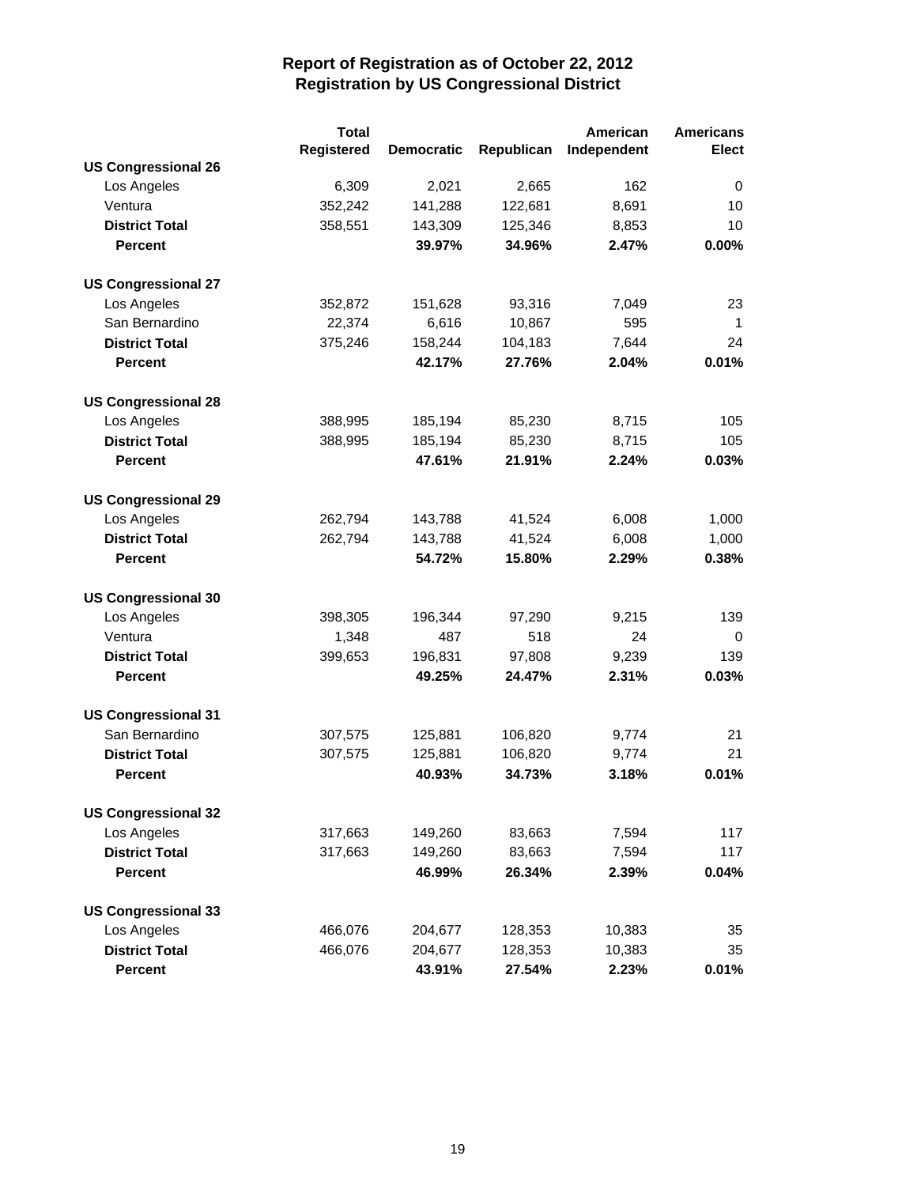# Report of Registration as of October 22, 2012
## Registration by US Congressional District

| | Total Registered | Democratic | Republican | American Independent | Americans Elect |
|---|---|---|---|---|---|
| **US Congressional 26** | | | | | |
| Los Angeles | 6,309 | 2,021 | 2,665 | 162 | 0 |
| Ventura | 352,242 | 141,288 | 122,681 | 8,691 | 10 |
| **District Total** | 358,551 | 143,309 | 125,346 | 8,853 | 10 |
| **Percent** | | **39.97%** | **34.96%** | **2.47%** | **0.00%** |
| **US Congressional 27** | | | | | |
| Los Angeles | 352,872 | 151,628 | 93,316 | 7,049 | 23 |
| San Bernardino | 22,374 | 6,616 | 10,867 | 595 | 1 |
| **District Total** | 375,246 | 158,244 | 104,183 | 7,644 | 24 |
| **Percent** | | **42.17%** | **27.76%** | **2.04%** | **0.01%** |
| **US Congressional 28** | | | | | |
| Los Angeles | 388,995 | 185,194 | 85,230 | 8,715 | 105 |
| **District Total** | 388,995 | 185,194 | 85,230 | 8,715 | 105 |
| **Percent** | | **47.61%** | **21.91%** | **2.24%** | **0.03%** |
| **US Congressional 29** | | | | | |
| Los Angeles | 262,794 | 143,788 | 41,524 | 6,008 | 1,000 |
| **District Total** | 262,794 | 143,788 | 41,524 | 6,008 | 1,000 |
| **Percent** | | **54.72%** | **15.80%** | **2.29%** | **0.38%** |
| **US Congressional 30** | | | | | |
| Los Angeles | 398,305 | 196,344 | 97,290 | 9,215 | 139 |
| Ventura | 1,348 | 487 | 518 | 24 | 0 |
| **District Total** | 399,653 | 196,831 | 97,808 | 9,239 | 139 |
| **Percent** | | **49.25%** | **24.47%** | **2.31%** | **0.03%** |
| **US Congressional 31** | | | | | |
| San Bernardino | 307,575 | 125,881 | 106,820 | 9,774 | 21 |
| **District Total** | 307,575 | 125,881 | 106,820 | 9,774 | 21 |
| **Percent** | | **40.93%** | **34.73%** | **3.18%** | **0.01%** |
| **US Congressional 32** | | | | | |
| Los Angeles | 317,663 | 149,260 | 83,663 | 7,594 | 117 |
| **District Total** | 317,663 | 149,260 | 83,663 | 7,594 | 117 |
| **Percent** | | **46.99%** | **26.34%** | **2.39%** | **0.04%** |
| **US Congressional 33** | | | | | |
| Los Angeles | 466,076 | 204,677 | 128,353 | 10,383 | 35 |
| **District Total** | 466,076 | 204,677 | 128,353 | 10,383 | 35 |
| **Percent** | | **43.91%** | **27.54%** | **2.23%** | **0.01%** |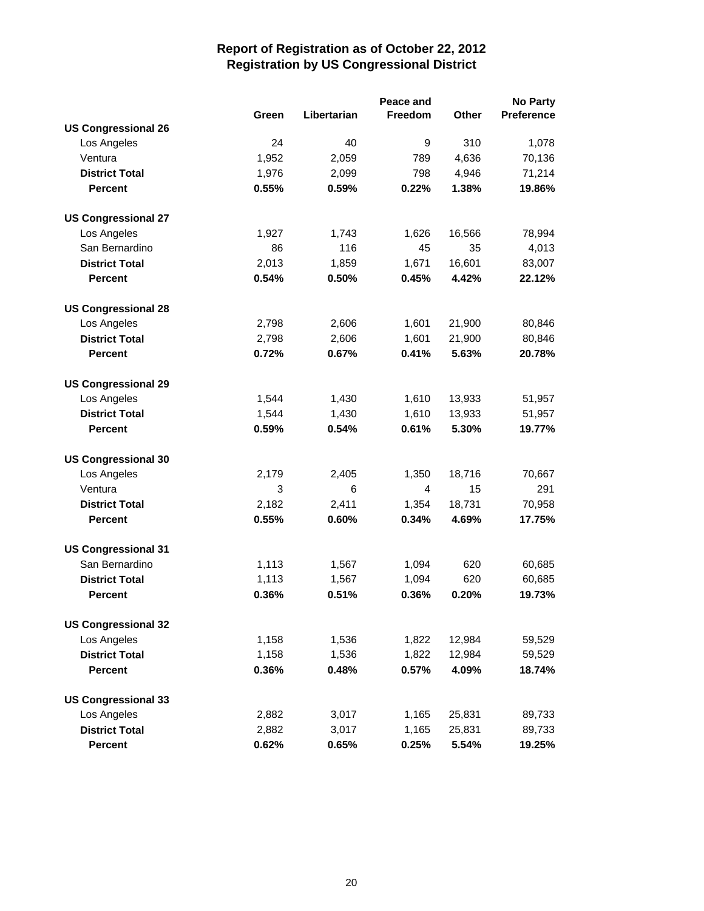# Report of Registration as of October 22, 2012
## Registration by US Congressional District

| | Green | Libertarian | Peace and Freedom | Other | No Party Preference |
|---|---|---|---|---|---|
| **US Congressional 26** | | | | | |
| Los Angeles | 24 | 40 | 9 | 310 | 1,078 |
| Ventura | 1,952 | 2,059 | 789 | 4,636 | 70,136 |
| **District Total** | 1,976 | 2,099 | 798 | 4,946 | 71,214 |
| **Percent** | **0.55%** | **0.59%** | **0.22%** | **1.38%** | **19.86%** |
| **US Congressional 27** | | | | | |
| Los Angeles | 1,927 | 1,743 | 1,626 | 16,566 | 78,994 |
| San Bernardino | 86 | 116 | 45 | 35 | 4,013 |
| **District Total** | 2,013 | 1,859 | 1,671 | 16,601 | 83,007 |
| **Percent** | **0.54%** | **0.50%** | **0.45%** | **4.42%** | **22.12%** |
| **US Congressional 28** | | | | | |
| Los Angeles | 2,798 | 2,606 | 1,601 | 21,900 | 80,846 |
| **District Total** | 2,798 | 2,606 | 1,601 | 21,900 | 80,846 |
| **Percent** | **0.72%** | **0.67%** | **0.41%** | **5.63%** | **20.78%** |
| **US Congressional 29** | | | | | |
| Los Angeles | 1,544 | 1,430 | 1,610 | 13,933 | 51,957 |
| **District Total** | 1,544 | 1,430 | 1,610 | 13,933 | 51,957 |
| **Percent** | **0.59%** | **0.54%** | **0.61%** | **5.30%** | **19.77%** |
| **US Congressional 30** | | | | | |
| Los Angeles | 2,179 | 2,405 | 1,350 | 18,716 | 70,667 |
| Ventura | 3 | 6 | 4 | 15 | 291 |
| **District Total** | 2,182 | 2,411 | 1,354 | 18,731 | 70,958 |
| **Percent** | **0.55%** | **0.60%** | **0.34%** | **4.69%** | **17.75%** |
| **US Congressional 31** | | | | | |
| San Bernardino | 1,113 | 1,567 | 1,094 | 620 | 60,685 |
| **District Total** | 1,113 | 1,567 | 1,094 | 620 | 60,685 |
| **Percent** | **0.36%** | **0.51%** | **0.36%** | **0.20%** | **19.73%** |
| **US Congressional 32** | | | | | |
| Los Angeles | 1,158 | 1,536 | 1,822 | 12,984 | 59,529 |
| **District Total** | 1,158 | 1,536 | 1,822 | 12,984 | 59,529 |
| **Percent** | **0.36%** | **0.48%** | **0.57%** | **4.09%** | **18.74%** |
| **US Congressional 33** | | | | | |
| Los Angeles | 2,882 | 3,017 | 1,165 | 25,831 | 89,733 |
| **District Total** | 2,882 | 3,017 | 1,165 | 25,831 | 89,733 |
| **Percent** | **0.62%** | **0.65%** | **0.25%** | **5.54%** | **19.25%** |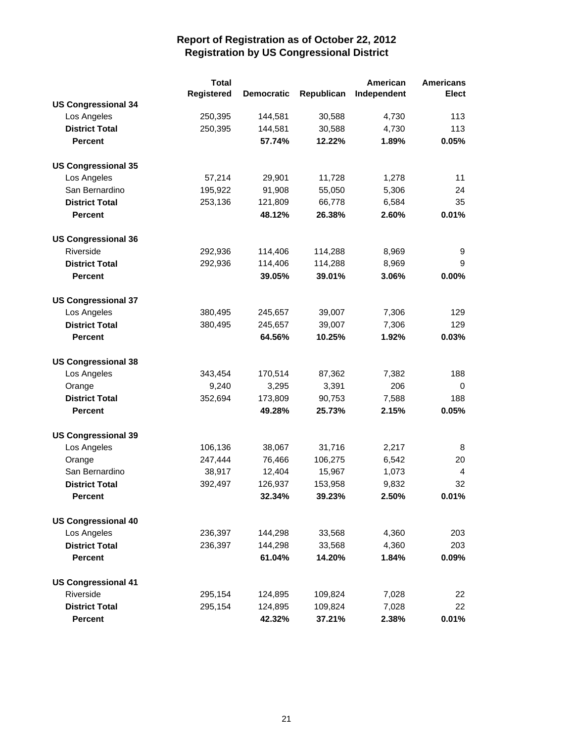# Report of Registration as of October 22, 2012
## Registration by US Congressional District

| | Total Registered | Democratic | Republican | American Independent | Americans Elect |
|---|---|---|---|---|---|
| **US Congressional 34** | | | | | |
| Los Angeles | 250,395 | 144,581 | 30,588 | 4,730 | 113 |
| **District Total** | 250,395 | 144,581 | 30,588 | 4,730 | 113 |
| **Percent** | | **57.74%** | **12.22%** | **1.89%** | **0.05%** |
| **US Congressional 35** | | | | | |
| Los Angeles | 57,214 | 29,901 | 11,728 | 1,278 | 11 |
| San Bernardino | 195,922 | 91,908 | 55,050 | 5,306 | 24 |
| **District Total** | 253,136 | 121,809 | 66,778 | 6,584 | 35 |
| **Percent** | | **48.12%** | **26.38%** | **2.60%** | **0.01%** |
| **US Congressional 36** | | | | | |
| Riverside | 292,936 | 114,406 | 114,288 | 8,969 | 9 |
| **District Total** | 292,936 | 114,406 | 114,288 | 8,969 | 9 |
| **Percent** | | **39.05%** | **39.01%** | **3.06%** | **0.00%** |
| **US Congressional 37** | | | | | |
| Los Angeles | 380,495 | 245,657 | 39,007 | 7,306 | 129 |
| **District Total** | 380,495 | 245,657 | 39,007 | 7,306 | 129 |
| **Percent** | | **64.56%** | **10.25%** | **1.92%** | **0.03%** |
| **US Congressional 38** | | | | | |
| Los Angeles | 343,454 | 170,514 | 87,362 | 7,382 | 188 |
| Orange | 9,240 | 3,295 | 3,391 | 206 | 0 |
| **District Total** | 352,694 | 173,809 | 90,753 | 7,588 | 188 |
| **Percent** | | **49.28%** | **25.73%** | **2.15%** | **0.05%** |
| **US Congressional 39** | | | | | |
| Los Angeles | 106,136 | 38,067 | 31,716 | 2,217 | 8 |
| Orange | 247,444 | 76,466 | 106,275 | 6,542 | 20 |
| San Bernardino | 38,917 | 12,404 | 15,967 | 1,073 | 4 |
| **District Total** | 392,497 | 126,937 | 153,958 | 9,832 | 32 |
| **Percent** | | **32.34%** | **39.23%** | **2.50%** | **0.01%** |
| **US Congressional 40** | | | | | |
| Los Angeles | 236,397 | 144,298 | 33,568 | 4,360 | 203 |
| **District Total** | 236,397 | 144,298 | 33,568 | 4,360 | 203 |
| **Percent** | | **61.04%** | **14.20%** | **1.84%** | **0.09%** |
| **US Congressional 41** | | | | | |
| Riverside | 295,154 | 124,895 | 109,824 | 7,028 | 22 |
| **District Total** | 295,154 | 124,895 | 109,824 | 7,028 | 22 |
| **Percent** | | **42.32%** | **37.21%** | **2.38%** | **0.01%** |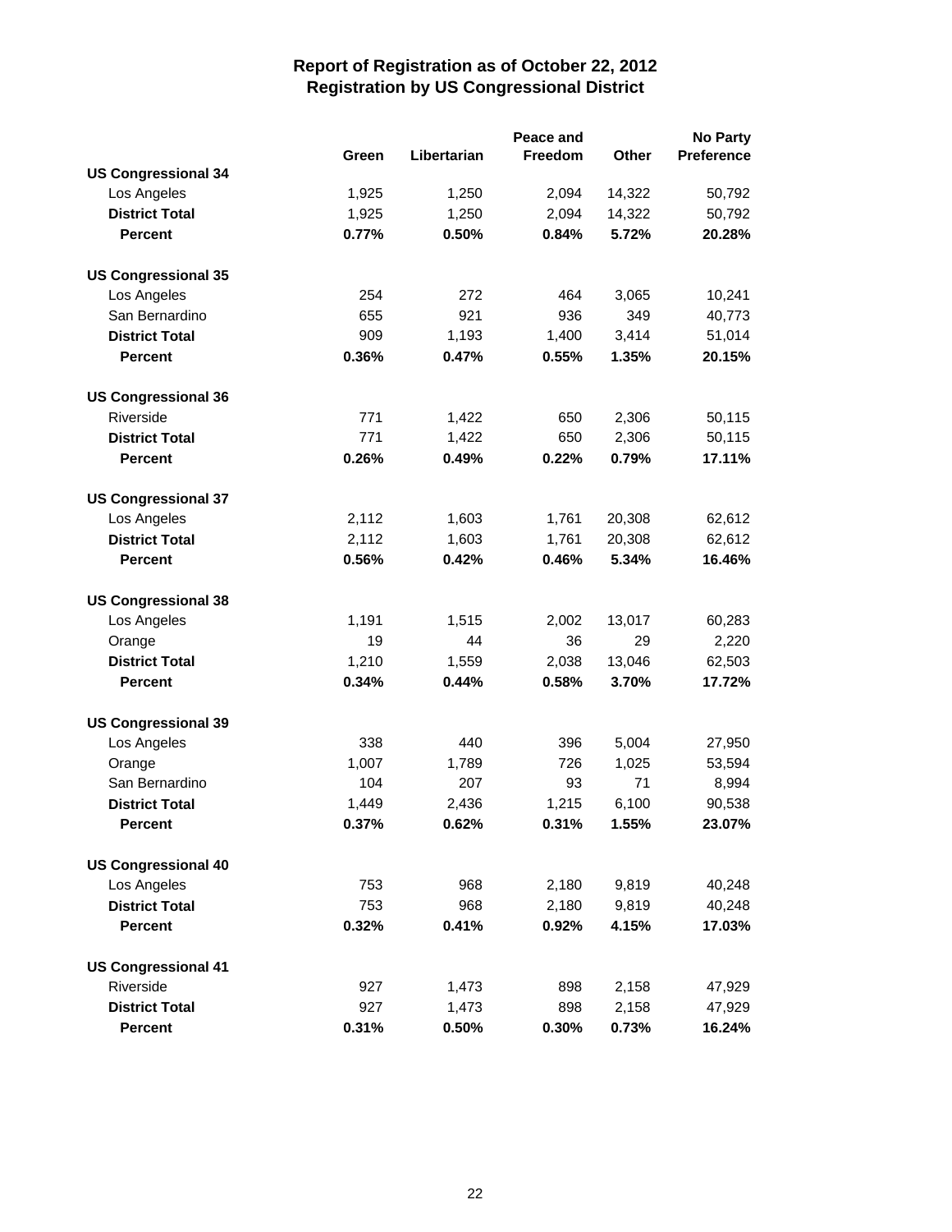# Report of Registration as of October 22, 2012
## Registration by US Congressional District

| | Green | Libertarian | Peace and Freedom | Other | No Party Preference |
|---|---|---|---|---|---|
| **US Congressional 34** | | | | | |
| Los Angeles | 1,925 | 1,250 | 2,094 | 14,322 | 50,792 |
| **District Total** | 1,925 | 1,250 | 2,094 | 14,322 | 50,792 |
| **Percent** | **0.77%** | **0.50%** | **0.84%** | **5.72%** | **20.28%** |
| **US Congressional 35** | | | | | |
| Los Angeles | 254 | 272 | 464 | 3,065 | 10,241 |
| San Bernardino | 655 | 921 | 936 | 349 | 40,773 |
| **District Total** | 909 | 1,193 | 1,400 | 3,414 | 51,014 |
| **Percent** | **0.36%** | **0.47%** | **0.55%** | **1.35%** | **20.15%** |
| **US Congressional 36** | | | | | |
| Riverside | 771 | 1,422 | 650 | 2,306 | 50,115 |
| **District Total** | 771 | 1,422 | 650 | 2,306 | 50,115 |
| **Percent** | **0.26%** | **0.49%** | **0.22%** | **0.79%** | **17.11%** |
| **US Congressional 37** | | | | | |
| Los Angeles | 2,112 | 1,603 | 1,761 | 20,308 | 62,612 |
| **District Total** | 2,112 | 1,603 | 1,761 | 20,308 | 62,612 |
| **Percent** | **0.56%** | **0.42%** | **0.46%** | **5.34%** | **16.46%** |
| **US Congressional 38** | | | | | |
| Los Angeles | 1,191 | 1,515 | 2,002 | 13,017 | 60,283 |
| Orange | 19 | 44 | 36 | 29 | 2,220 |
| **District Total** | 1,210 | 1,559 | 2,038 | 13,046 | 62,503 |
| **Percent** | **0.34%** | **0.44%** | **0.58%** | **3.70%** | **17.72%** |
| **US Congressional 39** | | | | | |
| Los Angeles | 338 | 440 | 396 | 5,004 | 27,950 |
| Orange | 1,007 | 1,789 | 726 | 1,025 | 53,594 |
| San Bernardino | 104 | 207 | 93 | 71 | 8,994 |
| **District Total** | 1,449 | 2,436 | 1,215 | 6,100 | 90,538 |
| **Percent** | **0.37%** | **0.62%** | **0.31%** | **1.55%** | **23.07%** |
| **US Congressional 40** | | | | | |
| Los Angeles | 753 | 968 | 2,180 | 9,819 | 40,248 |
| **District Total** | 753 | 968 | 2,180 | 9,819 | 40,248 |
| **Percent** | **0.32%** | **0.41%** | **0.92%** | **4.15%** | **17.03%** |
| **US Congressional 41** | | | | | |
| Riverside | 927 | 1,473 | 898 | 2,158 | 47,929 |
| **District Total** | 927 | 1,473 | 898 | 2,158 | 47,929 |
| **Percent** | **0.31%** | **0.50%** | **0.30%** | **0.73%** | **16.24%** |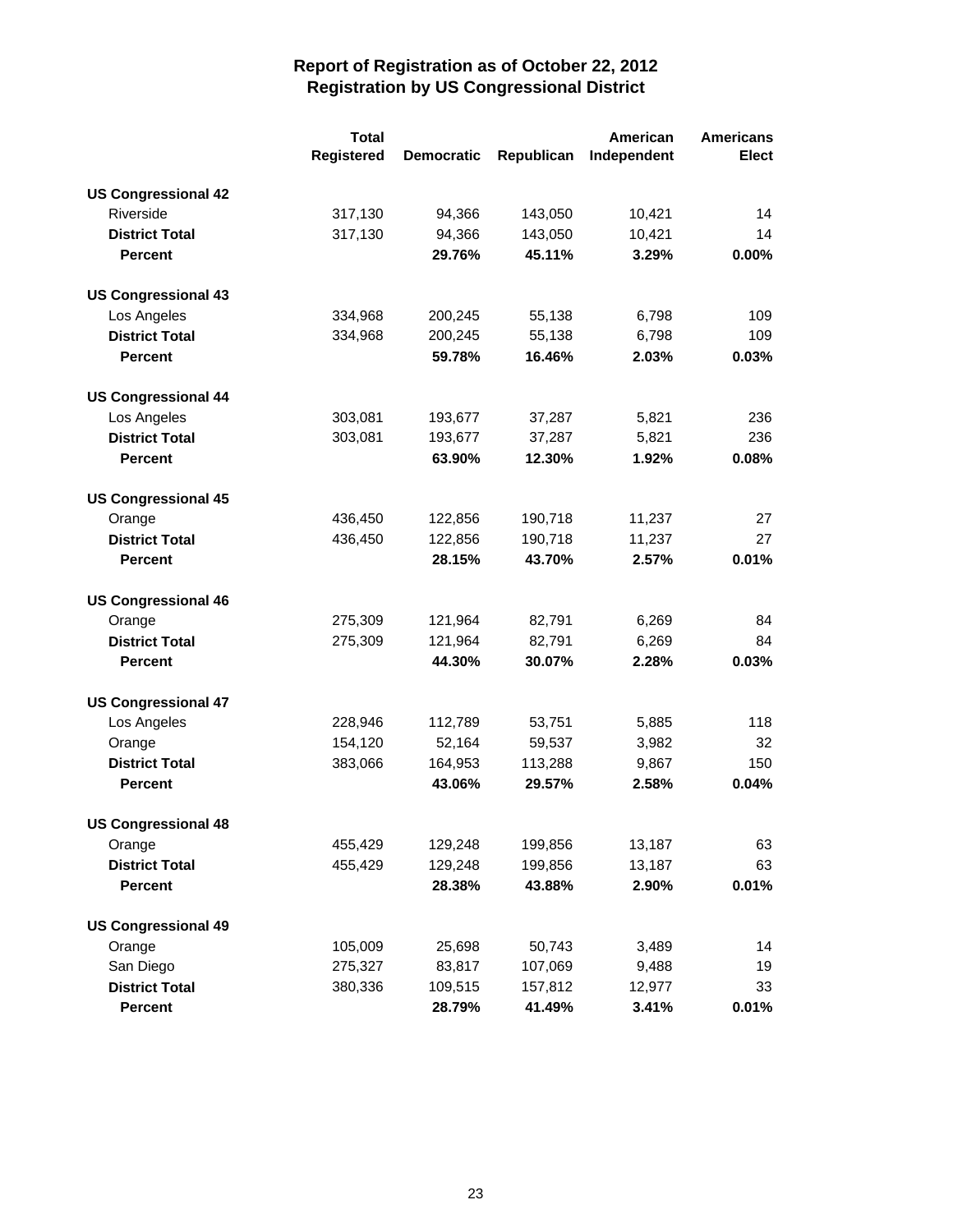# Report of Registration as of October 22, 2012
## Registration by US Congressional District

| | Total Registered | Democratic | Republican | American Independent | Americans Elect |
|---|---|---|---|---|---|
| **US Congressional 42** | | | | | |
| Riverside | 317,130 | 94,366 | 143,050 | 10,421 | 14 |
| **District Total** | 317,130 | 94,366 | 143,050 | 10,421 | 14 |
| **Percent** | | **29.76%** | **45.11%** | **3.29%** | **0.00%** |
| **US Congressional 43** | | | | | |
| Los Angeles | 334,968 | 200,245 | 55,138 | 6,798 | 109 |
| **District Total** | 334,968 | 200,245 | 55,138 | 6,798 | 109 |
| **Percent** | | **59.78%** | **16.46%** | **2.03%** | **0.03%** |
| **US Congressional 44** | | | | | |
| Los Angeles | 303,081 | 193,677 | 37,287 | 5,821 | 236 |
| **District Total** | 303,081 | 193,677 | 37,287 | 5,821 | 236 |
| **Percent** | | **63.90%** | **12.30%** | **1.92%** | **0.08%** |
| **US Congressional 45** | | | | | |
| Orange | 436,450 | 122,856 | 190,718 | 11,237 | 27 |
| **District Total** | 436,450 | 122,856 | 190,718 | 11,237 | 27 |
| **Percent** | | **28.15%** | **43.70%** | **2.57%** | **0.01%** |
| **US Congressional 46** | | | | | |
| Orange | 275,309 | 121,964 | 82,791 | 6,269 | 84 |
| **District Total** | 275,309 | 121,964 | 82,791 | 6,269 | 84 |
| **Percent** | | **44.30%** | **30.07%** | **2.28%** | **0.03%** |
| **US Congressional 47** | | | | | |
| Los Angeles | 228,946 | 112,789 | 53,751 | 5,885 | 118 |
| Orange | 154,120 | 52,164 | 59,537 | 3,982 | 32 |
| **District Total** | 383,066 | 164,953 | 113,288 | 9,867 | 150 |
| **Percent** | | **43.06%** | **29.57%** | **2.58%** | **0.04%** |
| **US Congressional 48** | | | | | |
| Orange | 455,429 | 129,248 | 199,856 | 13,187 | 63 |
| **District Total** | 455,429 | 129,248 | 199,856 | 13,187 | 63 |
| **Percent** | | **28.38%** | **43.88%** | **2.90%** | **0.01%** |
| **US Congressional 49** | | | | | |
| Orange | 105,009 | 25,698 | 50,743 | 3,489 | 14 |
| San Diego | 275,327 | 83,817 | 107,069 | 9,488 | 19 |
| **District Total** | 380,336 | 109,515 | 157,812 | 12,977 | 33 |
| **Percent** | | **28.79%** | **41.49%** | **3.41%** | **0.01%** |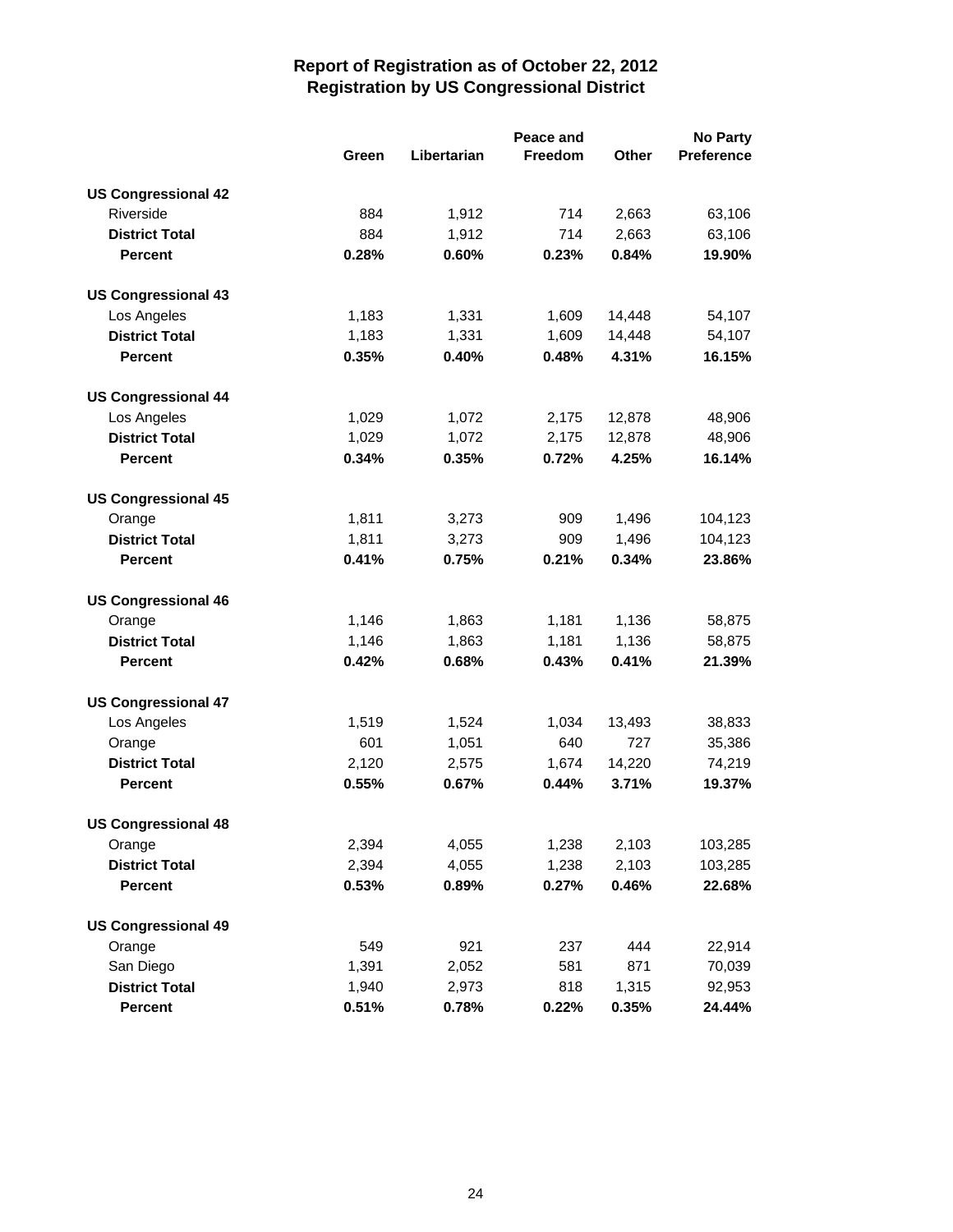# Report of Registration as of October 22, 2012
## Registration by US Congressional District

| | Green | Libertarian | Peace and Freedom | Other | No Party Preference |
|---|---|---|---|---|---|
| **US Congressional 42** | | | | | |
| Riverside | 884 | 1,912 | 714 | 2,663 | 63,106 |
| **District Total** | 884 | 1,912 | 714 | 2,663 | 63,106 |
| **Percent** | **0.28%** | **0.60%** | **0.23%** | **0.84%** | **19.90%** |
| **US Congressional 43** | | | | | |
| Los Angeles | 1,183 | 1,331 | 1,609 | 14,448 | 54,107 |
| **District Total** | 1,183 | 1,331 | 1,609 | 14,448 | 54,107 |
| **Percent** | **0.35%** | **0.40%** | **0.48%** | **4.31%** | **16.15%** |
| **US Congressional 44** | | | | | |
| Los Angeles | 1,029 | 1,072 | 2,175 | 12,878 | 48,906 |
| **District Total** | 1,029 | 1,072 | 2,175 | 12,878 | 48,906 |
| **Percent** | **0.34%** | **0.35%** | **0.72%** | **4.25%** | **16.14%** |
| **US Congressional 45** | | | | | |
| Orange | 1,811 | 3,273 | 909 | 1,496 | 104,123 |
| **District Total** | 1,811 | 3,273 | 909 | 1,496 | 104,123 |
| **Percent** | **0.41%** | **0.75%** | **0.21%** | **0.34%** | **23.86%** |
| **US Congressional 46** | | | | | |
| Orange | 1,146 | 1,863 | 1,181 | 1,136 | 58,875 |
| **District Total** | 1,146 | 1,863 | 1,181 | 1,136 | 58,875 |
| **Percent** | **0.42%** | **0.68%** | **0.43%** | **0.41%** | **21.39%** |
| **US Congressional 47** | | | | | |
| Los Angeles | 1,519 | 1,524 | 1,034 | 13,493 | 38,833 |
| Orange | 601 | 1,051 | 640 | 727 | 35,386 |
| **District Total** | 2,120 | 2,575 | 1,674 | 14,220 | 74,219 |
| **Percent** | **0.55%** | **0.67%** | **0.44%** | **3.71%** | **19.37%** |
| **US Congressional 48** | | | | | |
| Orange | 2,394 | 4,055 | 1,238 | 2,103 | 103,285 |
| **District Total** | 2,394 | 4,055 | 1,238 | 2,103 | 103,285 |
| **Percent** | **0.53%** | **0.89%** | **0.27%** | **0.46%** | **22.68%** |
| **US Congressional 49** | | | | | |
| Orange | 549 | 921 | 237 | 444 | 22,914 |
| San Diego | 1,391 | 2,052 | 581 | 871 | 70,039 |
| **District Total** | 1,940 | 2,973 | 818 | 1,315 | 92,953 |
| **Percent** | **0.51%** | **0.78%** | **0.22%** | **0.35%** | **24.44%** |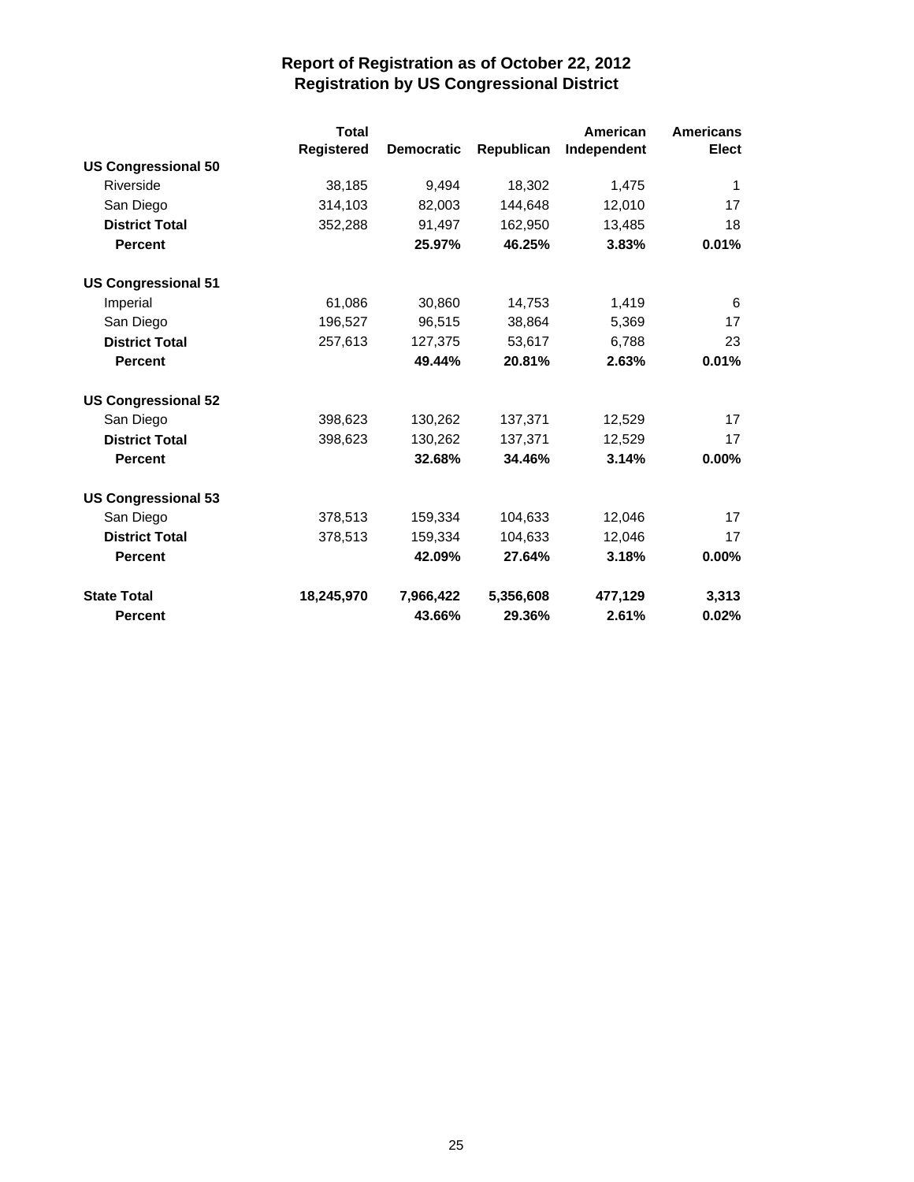# Report of Registration as of October 22, 2012
## Registration by US Congressional District

| | Total Registered | Democratic | Republican | American Independent | Americans Elect |
|---|---|---|---|---|---|
| **US Congressional 50** | | | | | |
| Riverside | 38,185 | 9,494 | 18,302 | 1,475 | 1 |
| San Diego | 314,103 | 82,003 | 144,648 | 12,010 | 17 |
| **District Total** | 352,288 | 91,497 | 162,950 | 13,485 | 18 |
| **Percent** | | **25.97%** | **46.25%** | **3.83%** | **0.01%** |
| **US Congressional 51** | | | | | |
| Imperial | 61,086 | 30,860 | 14,753 | 1,419 | 6 |
| San Diego | 196,527 | 96,515 | 38,864 | 5,369 | 17 |
| **District Total** | 257,613 | 127,375 | 53,617 | 6,788 | 23 |
| **Percent** | | **49.44%** | **20.81%** | **2.63%** | **0.01%** |
| **US Congressional 52** | | | | | |
| San Diego | 398,623 | 130,262 | 137,371 | 12,529 | 17 |
| **District Total** | 398,623 | 130,262 | 137,371 | 12,529 | 17 |
| **Percent** | | **32.68%** | **34.46%** | **3.14%** | **0.00%** |
| **US Congressional 53** | | | | | |
| San Diego | 378,513 | 159,334 | 104,633 | 12,046 | 17 |
| **District Total** | 378,513 | 159,334 | 104,633 | 12,046 | 17 |
| **Percent** | | **42.09%** | **27.64%** | **3.18%** | **0.00%** |
| **State Total** | **18,245,970** | **7,966,422** | **5,356,608** | **477,129** | **3,313** |
| **Percent** | | **43.66%** | **29.36%** | **2.61%** | **0.02%** |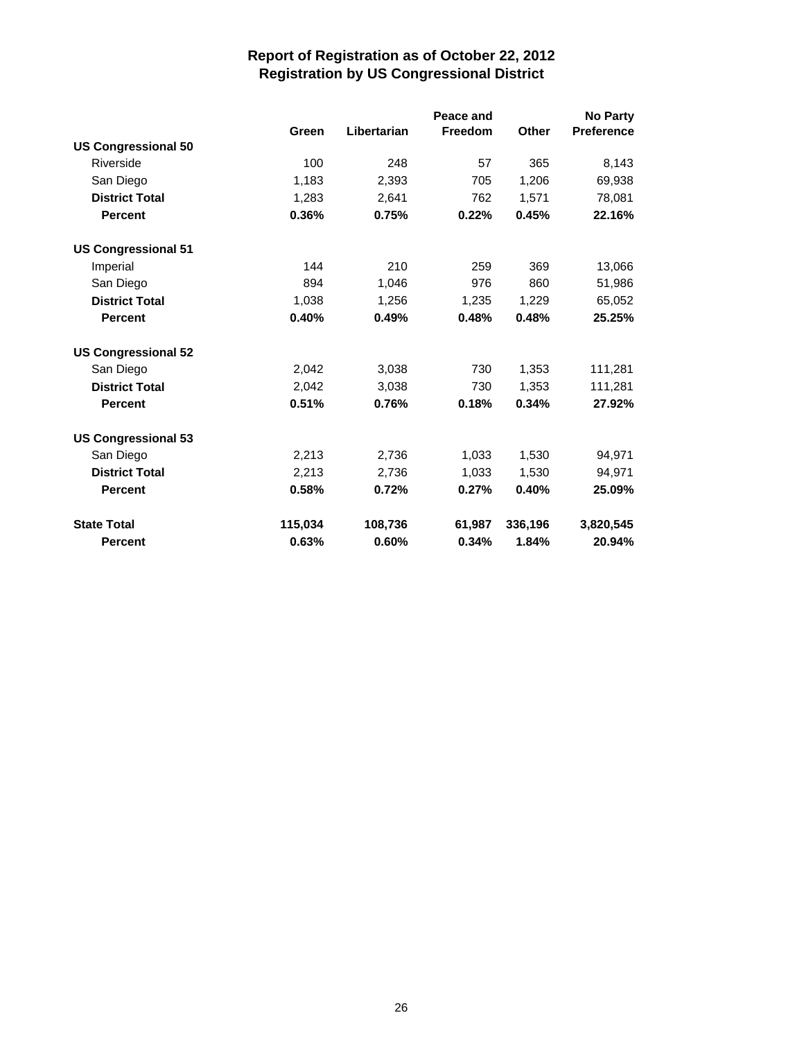# Report of Registration as of October 22, 2012
## Registration by US Congressional District

| | Green | Libertarian | Peace and Freedom | Other | No Party Preference |
|---|---|---|---|---|---|
| **US Congressional 50** | | | | | |
| Riverside | 100 | 248 | 57 | 365 | 8,143 |
| San Diego | 1,183 | 2,393 | 705 | 1,206 | 69,938 |
| **District Total** | 1,283 | 2,641 | 762 | 1,571 | 78,081 |
| **Percent** | **0.36%** | **0.75%** | **0.22%** | **0.45%** | **22.16%** |
| **US Congressional 51** | | | | | |
| Imperial | 144 | 210 | 259 | 369 | 13,066 |
| San Diego | 894 | 1,046 | 976 | 860 | 51,986 |
| **District Total** | 1,038 | 1,256 | 1,235 | 1,229 | 65,052 |
| **Percent** | **0.40%** | **0.49%** | **0.48%** | **0.48%** | **25.25%** |
| **US Congressional 52** | | | | | |
| San Diego | 2,042 | 3,038 | 730 | 1,353 | 111,281 |
| **District Total** | 2,042 | 3,038 | 730 | 1,353 | 111,281 |
| **Percent** | **0.51%** | **0.76%** | **0.18%** | **0.34%** | **27.92%** |
| **US Congressional 53** | | | | | |
| San Diego | 2,213 | 2,736 | 1,033 | 1,530 | 94,971 |
| **District Total** | 2,213 | 2,736 | 1,033 | 1,530 | 94,971 |
| **Percent** | **0.58%** | **0.72%** | **0.27%** | **0.40%** | **25.09%** |
| **State Total** | **115,034** | **108,736** | **61,987** | **336,196** | **3,820,545** |
| **Percent** | **0.63%** | **0.60%** | **0.34%** | **1.84%** | **20.94%** |